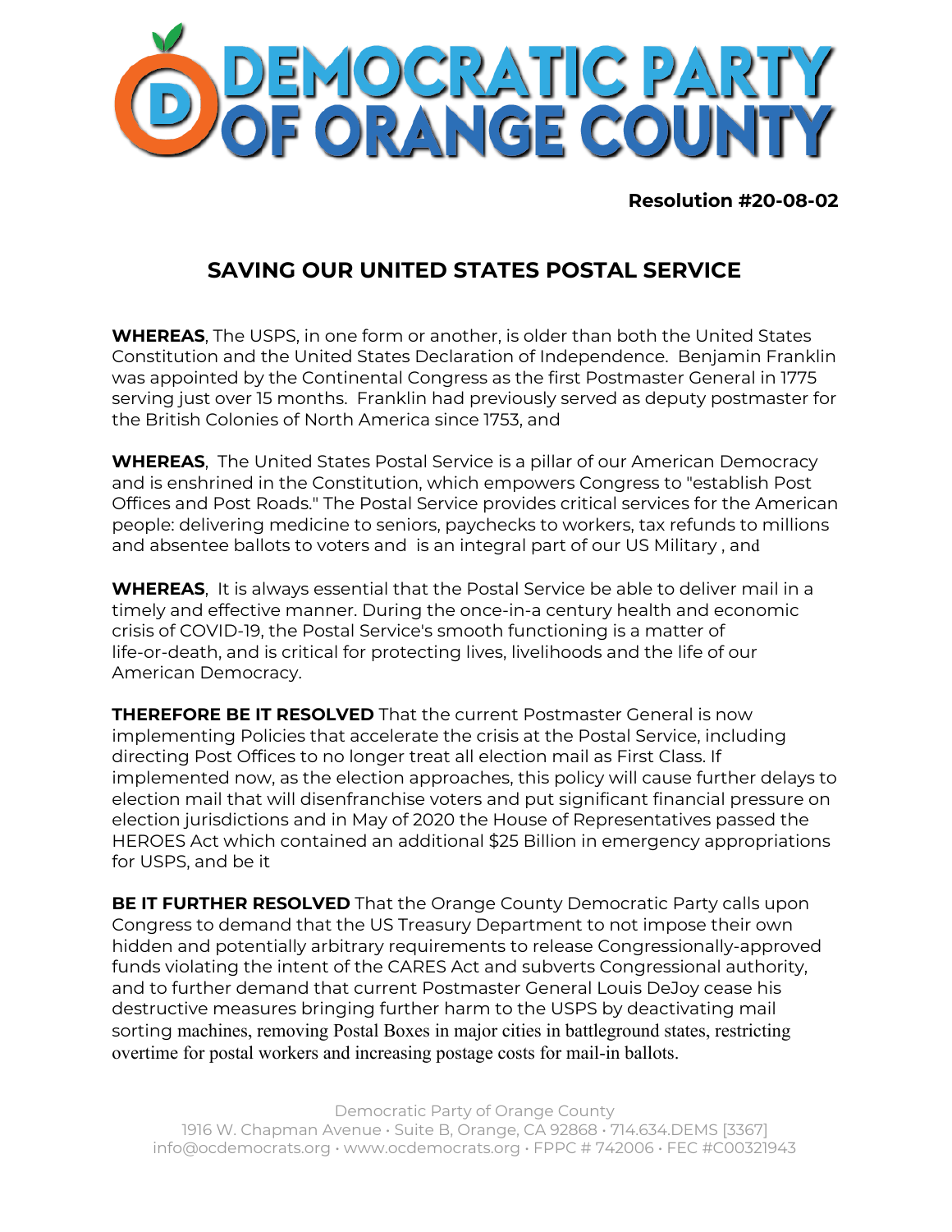# DEMOCRATIC PARTY OF ORANGE COUNTY

**Resolution #20-08-02**

## SAVING OUR UNITED STATES POSTAL SERVICE

**WHEREAS**, The USPS, in one form or another, is older than both the United States Constitution and the United States Declaration of Independence. Benjamin Franklin was appointed by the Continental Congress as the first Postmaster General in 1775 serving just over 15 months. Franklin had previously served as deputy postmaster for the British Colonies of North America since 1753, and

**WHEREAS**, The United States Postal Service is a pillar of our American Democracy and is enshrined in the Constitution, which empowers Congress to "establish Post Offices and Post Roads." The Postal Service provides critical services for the American people: delivering medicine to seniors, paychecks to workers, tax refunds to millions and absentee ballots to voters and is an integral part of our US Military , and

**WHEREAS**, It is always essential that the Postal Service be able to deliver mail in a timely and effective manner. During the once-in-a century health and economic crisis of COVID-19, the Postal Service's smooth functioning is a matter of life-or-death, and is critical for protecting lives, livelihoods and the life of our American Democracy.

**THEREFORE BE IT RESOLVED** That the current Postmaster General is now implementing Policies that accelerate the crisis at the Postal Service, including directing Post Offices to no longer treat all election mail as First Class. If implemented now, as the election approaches, this policy will cause further delays to election mail that will disenfranchise voters and put significant financial pressure on election jurisdictions and in May of 2020 the House of Representatives passed the HEROES Act which contained an additional $25 Billion in emergency appropriations for USPS, and be it

**BE IT FURTHER RESOLVED** That the Orange County Democratic Party calls upon Congress to demand that the US Treasury Department to not impose their own hidden and potentially arbitrary requirements to release Congressionally-approved funds violating the intent of the CARES Act and subverts Congressional authority, and to further demand that current Postmaster General Louis DeJoy cease his destructive measures bringing further harm to the USPS by deactivating mail sorting machines, removing Postal Boxes in major cities in battleground states, restricting overtime for postal workers and increasing postage costs for mail-in ballots.

Democratic Party of Orange County
1916 W. Chapman Avenue • Suite B, Orange, CA 92868 • 714.634.DEMS [3367]
info@ocdemocrats.org • www.ocdemocrats.org • FPPC # 742006 • FEC #C00321943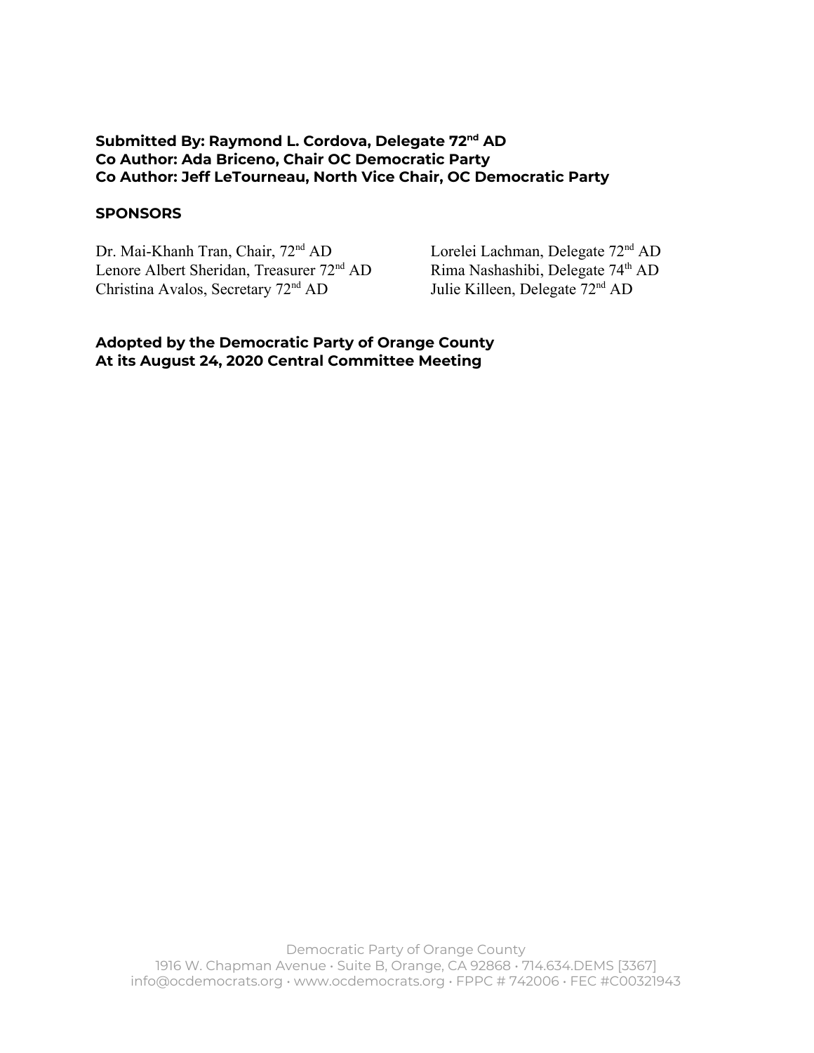**Submitted By: Raymond L. Cordova, Delegate 72nd AD**
**Co Author: Ada Briceno, Chair OC Democratic Party**
**Co Author: Jeff LeTourneau, North Vice Chair, OC Democratic Party**

**SPONSORS**

Dr. Mai-Khanh Tran, Chair, 72nd AD
Lenore Albert Sheridan, Treasurer 72nd AD
Christina Avalos, Secretary 72nd AD
Lorelei Lachman, Delegate 72nd AD
Rima Nashashibi, Delegate 74th AD
Julie Killeen, Delegate 72nd AD

**Adopted by the Democratic Party of Orange County**
**At its August 24, 2020 Central Committee Meeting**

Democratic Party of Orange County
1916 W. Chapman Avenue • Suite B, Orange, CA 92868 • 714.634.DEMS [3367]
info@ocdemocrats.org • www.ocdemocrats.org • FPPC # 742006 • FEC #C00321943